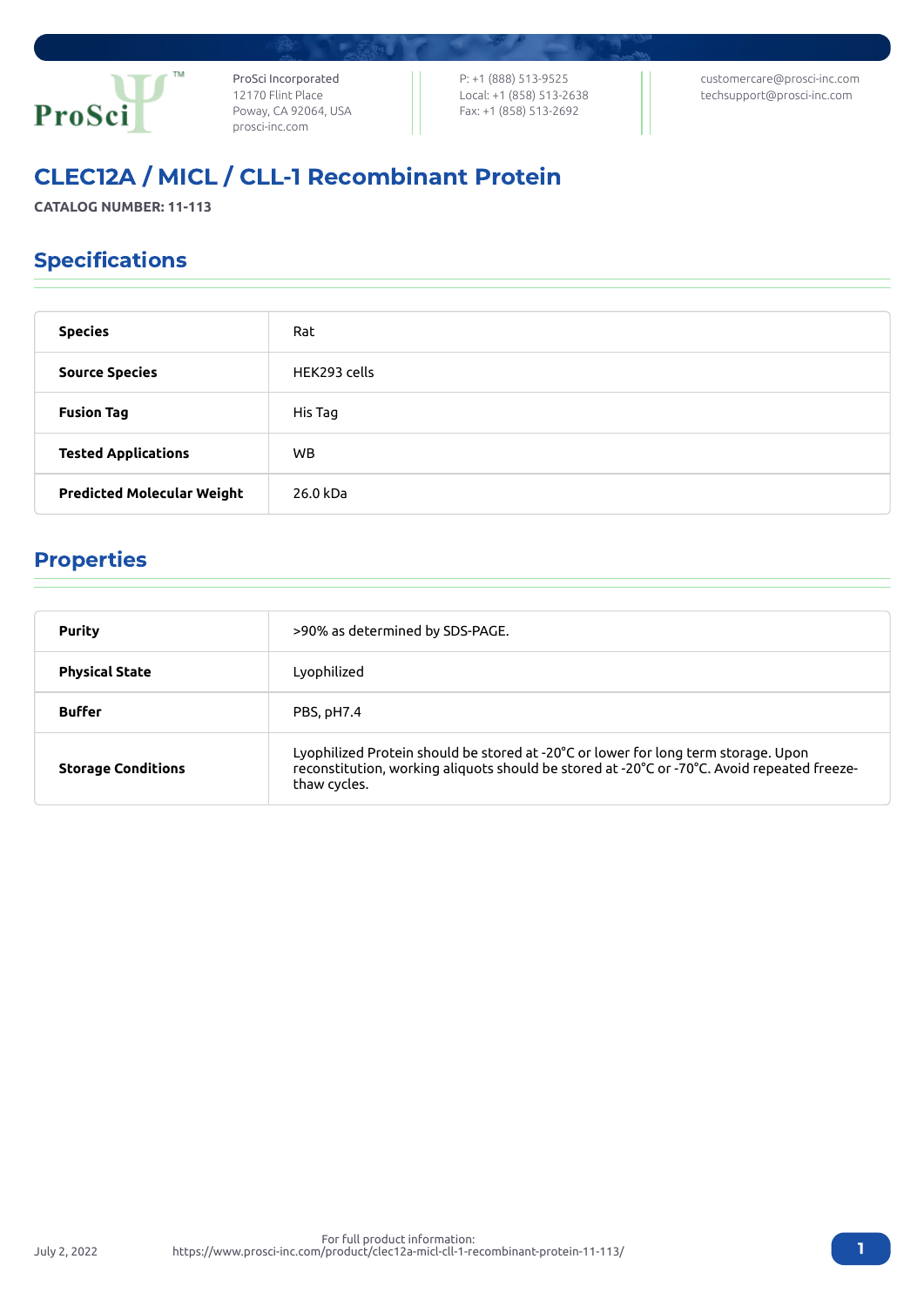ProSci Incorporated
12170 Flint Place
Poway, CA 92064, USA
prosci-inc.com

P: +1 (888) 513-9525
Local: +1 (858) 513-2638
Fax: +1 (858) 513-2692

customercare@prosci-inc.com
techsupport@prosci-inc.com

# CLEC12A / MICL / CLL-1 Recombinant Protein

**CATALOG NUMBER: 11-113**

## Specifications

| | |
|---|---|
| **Species** | Rat |
| **Source Species** | HEK293 cells |
| **Fusion Tag** | His Tag |
| **Tested Applications** | WB |
| **Predicted Molecular Weight** | 26.0 kDa |

## Properties

| | |
|---|---|
| **Purity** | >90% as determined by SDS-PAGE. |
| **Physical State** | Lyophilized |
| **Buffer** | PBS, pH7.4 |
| **Storage Conditions** | Lyophilized Protein should be stored at -20°C or lower for long term storage. Upon reconstitution, working aliquots should be stored at -20°C or -70°C. Avoid repeated freeze-thaw cycles. |

July 2, 2022

For full product information:
https://www.prosci-inc.com/product/clec12a-micl-cll-1-recombinant-protein-11-113/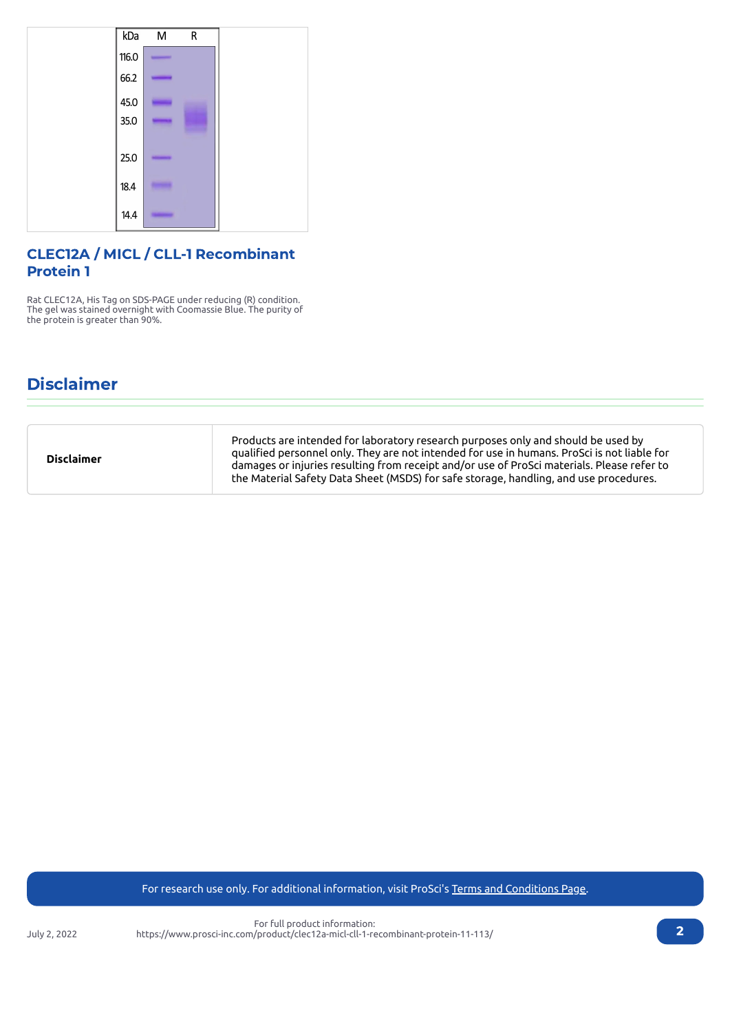kDa M R

116.0

66.2

45.0

35.0

25.0

18.4

14.4

## CLEC12A / MICL / CLL-1 Recombinant Protein 1

Rat CLEC12A, His Tag on SDS-PAGE under reducing (R) condition. The gel was stained overnight with Coomassie Blue. The purity of the protein is greater than 90%.

## Disclaimer

| | |
|---|---|
| **Disclaimer** | Products are intended for laboratory research purposes only and should be used by qualified personnel only. They are not intended for use in humans. ProSci is not liable for damages or injuries resulting from receipt and/or use of ProSci materials. Please refer to the Material Safety Data Sheet (MSDS) for safe storage, handling, and use procedures. |

For research use only. For additional information, visit ProSci's Terms and Conditions Page.

July 2, 2022

For full product information:
https://www.prosci-inc.com/product/clec12a-micl-cll-1-recombinant-protein-11-113/